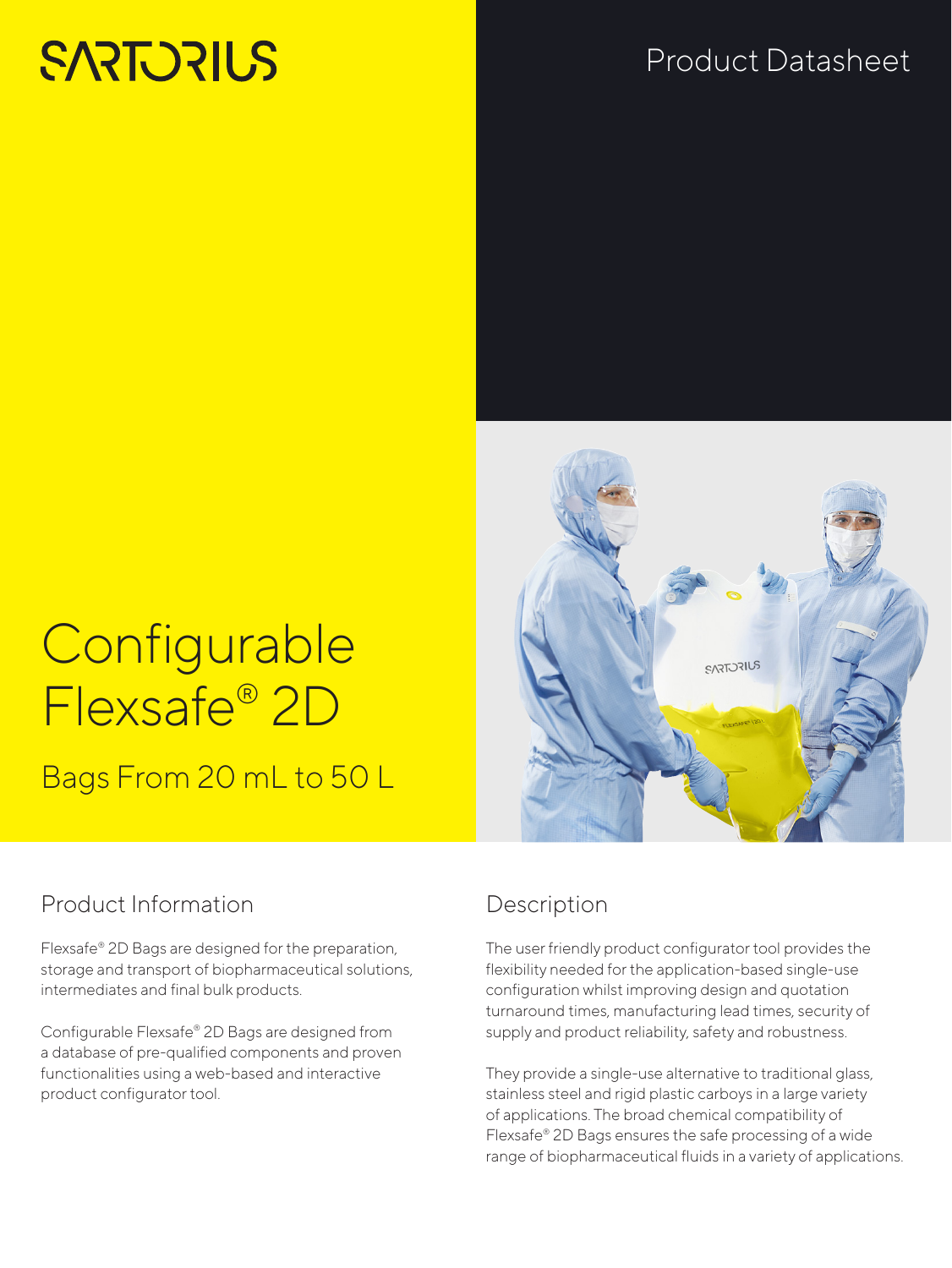SARTORIUS

Product Datasheet

# Configurable Flexsafe® 2D

## Bags From 20 mL to 50 L

## Product Information

Flexsafe® 2D Bags are designed for the preparation, storage and transport of biopharmaceutical solutions, intermediates and final bulk products.

Configurable Flexsafe® 2D Bags are designed from a database of pre-qualified components and proven functionalities using a web-based and interactive product configurator tool.

## Description

The user friendly product configurator tool provides the flexibility needed for the application-based single-use configuration whilst improving design and quotation turnaround times, manufacturing lead times, security of supply and product reliability, safety and robustness.

They provide a single-use alternative to traditional glass, stainless steel and rigid plastic carboys in a large variety of applications. The broad chemical compatibility of Flexsafe® 2D Bags ensures the safe processing of a wide range of biopharmaceutical fluids in a variety of applications.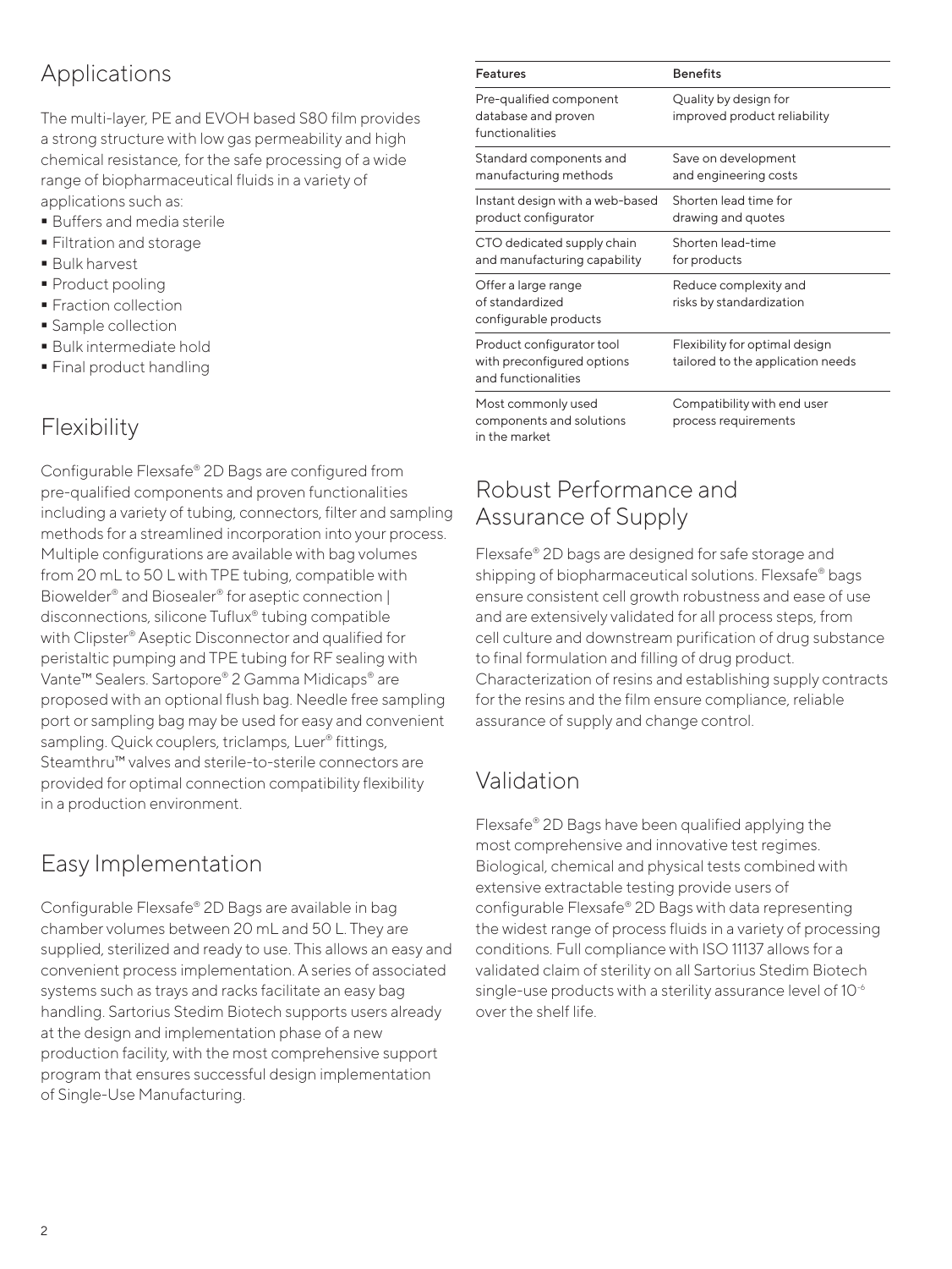## Applications

The multi-layer, PE and EVOH based S80 film provides a strong structure with low gas permeability and high chemical resistance, for the safe processing of a wide range of biopharmaceutical fluids in a variety of applications such as:

- Buffers and media sterile
- Filtration and storage
- Bulk harvest
- Product pooling
- Fraction collection
- Sample collection
- Bulk intermediate hold
- Final product handling

## Flexibility

Configurable Flexsafe® 2D Bags are configured from pre-qualified components and proven functionalities including a variety of tubing, connectors, filter and sampling methods for a streamlined incorporation into your process. Multiple configurations are available with bag volumes from 20 mL to 50 L with TPE tubing, compatible with Biowelder® and Biosealer® for aseptic connection | disconnections, silicone Tuflux® tubing compatible with Clipster® Aseptic Disconnector and qualified for peristaltic pumping and TPE tubing for RF sealing with Vante™ Sealers. Sartopore® 2 Gamma Midicaps® are proposed with an optional flush bag. Needle free sampling port or sampling bag may be used for easy and convenient sampling. Quick couplers, triclamps, Luer® fittings, Steamthru™ valves and sterile-to-sterile connectors are provided for optimal connection compatibility flexibility in a production environment.

## Easy Implementation

Configurable Flexsafe® 2D Bags are available in bag chamber volumes between 20 mL and 50 L. They are supplied, sterilized and ready to use. This allows an easy and convenient process implementation. A series of associated systems such as trays and racks facilitate an easy bag handling. Sartorius Stedim Biotech supports users already at the design and implementation phase of a new production facility, with the most comprehensive support program that ensures successful design implementation of Single-Use Manufacturing.

| Features | Benefits |
|---|---|
| Pre-qualified component database and proven functionalities | Quality by design for improved product reliability |
| Standard components and manufacturing methods | Save on development and engineering costs |
| Instant design with a web-based product configurator | Shorten lead time for drawing and quotes |
| CTO dedicated supply chain and manufacturing capability | Shorten lead-time for products |
| Offer a large range of standardized configurable products | Reduce complexity and risks by standardization |
| Product configurator tool with preconfigured options and functionalities | Flexibility for optimal design tailored to the application needs |
| Most commonly used components and solutions in the market | Compatibility with end user process requirements |

## Robust Performance and Assurance of Supply

Flexsafe® 2D bags are designed for safe storage and shipping of biopharmaceutical solutions. Flexsafe® bags ensure consistent cell growth robustness and ease of use and are extensively validated for all process steps, from cell culture and downstream purification of drug substance to final formulation and filling of drug product. Characterization of resins and establishing supply contracts for the resins and the film ensure compliance, reliable assurance of supply and change control.

## Validation

Flexsafe® 2D Bags have been qualified applying the most comprehensive and innovative test regimes. Biological, chemical and physical tests combined with extensive extractable testing provide users of configurable Flexsafe® 2D Bags with data representing the widest range of process fluids in a variety of processing conditions. Full compliance with ISO 11137 allows for a validated claim of sterility on all Sartorius Stedim Biotech single-use products with a sterility assurance level of $10^{-6}$ over the shelf life.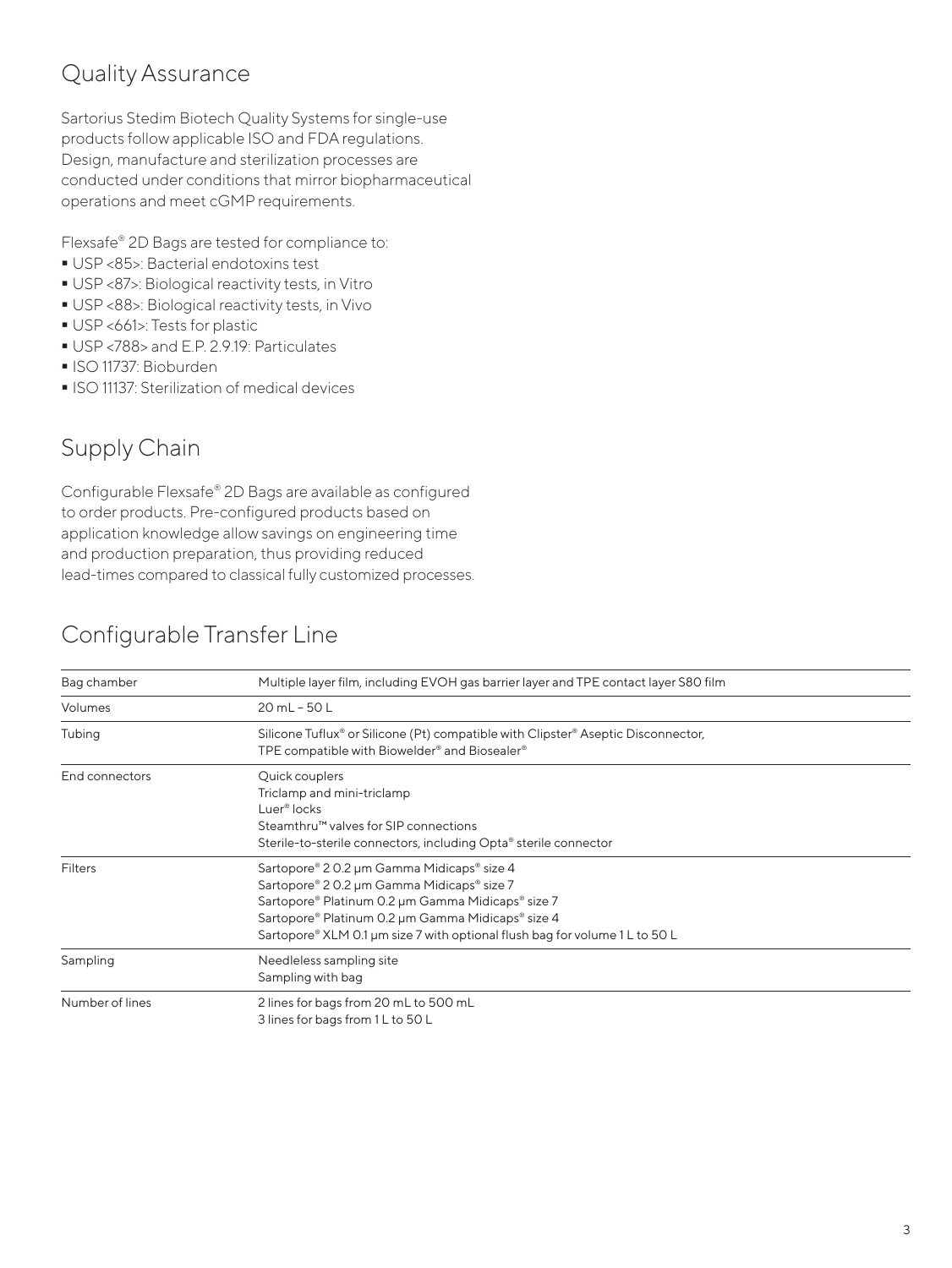## Quality Assurance

Sartorius Stedim Biotech Quality Systems for single-use products follow applicable ISO and FDA regulations. Design, manufacture and sterilization processes are conducted under conditions that mirror biopharmaceutical operations and meet cGMP requirements.

Flexsafe® 2D Bags are tested for compliance to:

- USP <85>: Bacterial endotoxins test
- USP <87>: Biological reactivity tests, in Vitro
- USP <88>: Biological reactivity tests, in Vivo
- USP <661>: Tests for plastic
- USP <788> and E.P. 2.9.19: Particulates
- ISO 11737: Bioburden
- ISO 11137: Sterilization of medical devices

## Supply Chain

Configurable Flexsafe® 2D Bags are available as configured to order products. Pre-configured products based on application knowledge allow savings on engineering time and production preparation, thus providing reduced lead-times compared to classical fully customized processes.

## Configurable Transfer Line

| | |
|---|---|
| Bag chamber | Multiple layer film, including EVOH gas barrier layer and TPE contact layer S80 film |
| Volumes | 20 mL – 50 L |
| Tubing | Silicone Tuflux® or Silicone (Pt) compatible with Clipster® Aseptic Disconnector,<br>TPE compatible with Biowelder® and Biosealer® |
| End connectors | Quick couplers<br>Triclamp and mini-triclamp<br>Luer® locks<br>Steamthru™ valves for SIP connections<br>Sterile-to-sterile connectors, including Opta® sterile connector |
| Filters | Sartopore® 2 0.2 µm Gamma Midicaps® size 4<br>Sartopore® 2 0.2 µm Gamma Midicaps® size 7<br>Sartopore® Platinum 0.2 µm Gamma Midicaps® size 7<br>Sartopore® Platinum 0.2 µm Gamma Midicaps® size 4<br>Sartopore® XLM 0.1 µm size 7 with optional flush bag for volume 1 L to 50 L |
| Sampling | Needleless sampling site<br>Sampling with bag |
| Number of lines | 2 lines for bags from 20 mL to 500 mL<br>3 lines for bags from 1 L to 50 L |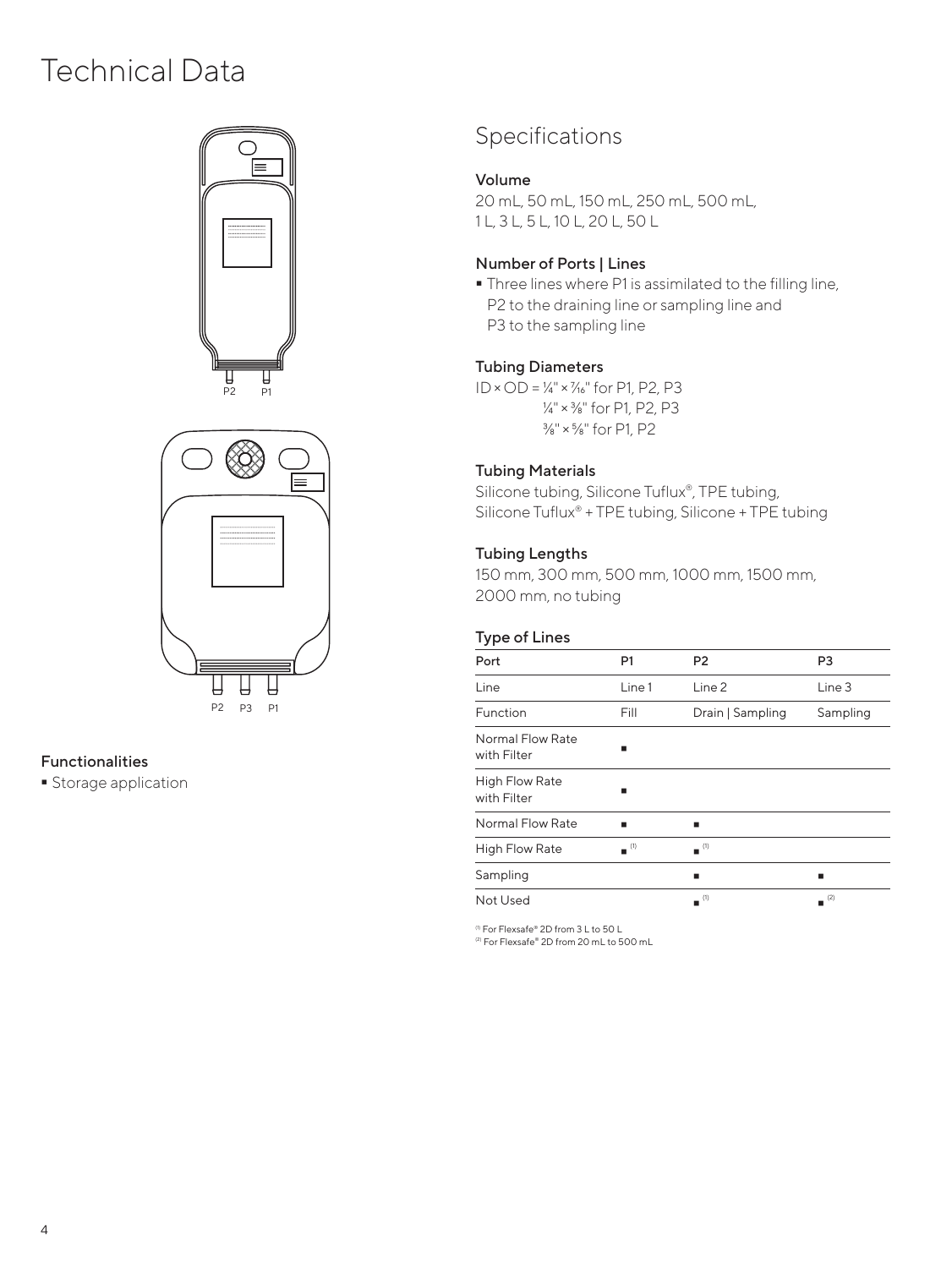# Technical Data

P2 P1

P2 P3 P1

### Functionalities

- Storage application

## Specifications

### Volume

20 mL, 50 mL, 150 mL, 250 mL, 500 mL,
1 L, 3 L, 5 L, 10 L, 20 L, 50 L

### Number of Ports | Lines

- Three lines where P1 is assimilated to the filling line, P2 to the draining line or sampling line and P3 to the sampling line

### Tubing Diameters

ID × OD = ¼" × 7⁄16" for P1, P2, P3
¼" × ⅜" for P1, P2, P3
⅜" × ⅝" for P1, P2

### Tubing Materials

Silicone tubing, Silicone Tuflux®, TPE tubing, Silicone Tuflux® + TPE tubing, Silicone + TPE tubing

### Tubing Lengths

150 mm, 300 mm, 500 mm, 1000 mm, 1500 mm, 2000 mm, no tubing

### Type of Lines

| Port | P1 | P2 | P3 |
|---|---|---|---|
| Line | Line 1 | Line 2 | Line 3 |
| Function | Fill | Drain \| Sampling | Sampling |
| Normal Flow Rate with Filter | ■ | | |
| High Flow Rate with Filter | ■ | | |
| Normal Flow Rate | ■ | ■ | |
| High Flow Rate | ■ [1] | ■ [1] | |
| Sampling | | ■ | ■ |
| Not Used | | ■ [1] | ■ [2] |

[1] For Flexsafe® 2D from 3 L to 50 L
[2] For Flexsafe® 2D from 20 mL to 500 mL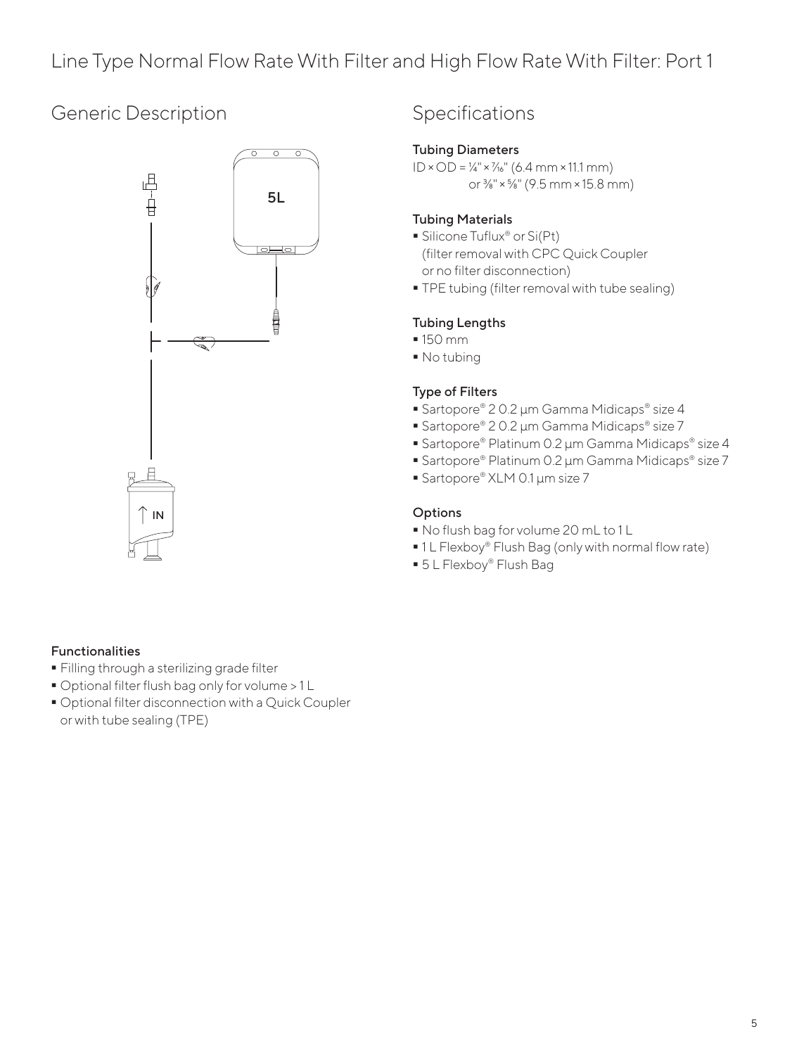# Line Type Normal Flow Rate With Filter and High Flow Rate With Filter: Port 1

## Generic Description

5L

↑ IN

### Functionalities

- Filling through a sterilizing grade filter
- Optional filter flush bag only for volume > 1 L
- Optional filter disconnection with a Quick Coupler or with tube sealing (TPE)

## Specifications

### Tubing Diameters

ID × OD = ¼" × 7⁄16" (6.4 mm × 11.1 mm)
or ⅜" × ⅝" (9.5 mm × 15.8 mm)

### Tubing Materials

- Silicone Tuflux® or Si(Pt) (filter removal with CPC Quick Coupler or no filter disconnection)
- TPE tubing (filter removal with tube sealing)

### Tubing Lengths

- 150 mm
- No tubing

### Type of Filters

- Sartopore® 2 0.2 µm Gamma Midicaps® size 4
- Sartopore® 2 0.2 µm Gamma Midicaps® size 7
- Sartopore® Platinum 0.2 µm Gamma Midicaps® size 4
- Sartopore® Platinum 0.2 µm Gamma Midicaps® size 7
- Sartopore® XLM 0.1 µm size 7

### Options

- No flush bag for volume 20 mL to 1 L
- 1 L Flexboy® Flush Bag (only with normal flow rate)
- 5 L Flexboy® Flush Bag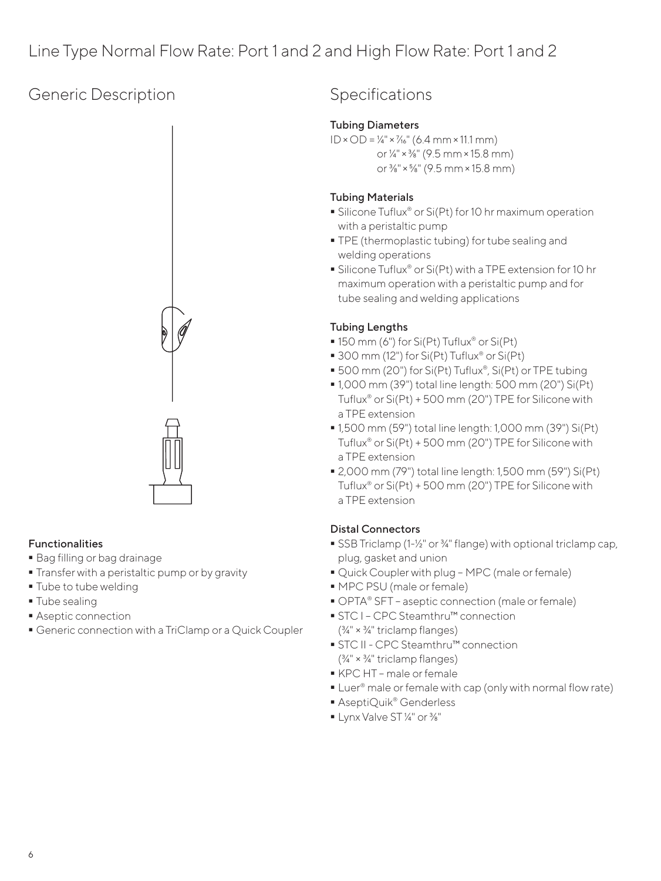# Line Type Normal Flow Rate: Port 1 and 2 and High Flow Rate: Port 1 and 2

## Generic Description

### Functionalities

- Bag filling or bag drainage
- Transfer with a peristaltic pump or by gravity
- Tube to tube welding
- Tube sealing
- Aseptic connection
- Generic connection with a TriClamp or a Quick Coupler

## Specifications

### Tubing Diameters

ID × OD = ¼" × 7⁄16" (6.4 mm × 11.1 mm)
or ¼" × ⅜" (9.5 mm × 15.8 mm)
or ⅜" × ⅝" (9.5 mm × 15.8 mm)

### Tubing Materials

- Silicone Tuflux® or Si(Pt) for 10 hr maximum operation with a peristaltic pump
- TPE (thermoplastic tubing) for tube sealing and welding operations
- Silicone Tuflux® or Si(Pt) with a TPE extension for 10 hr maximum operation with a peristaltic pump and for tube sealing and welding applications

### Tubing Lengths

- 150 mm (6") for Si(Pt) Tuflux® or Si(Pt)
- 300 mm (12") for Si(Pt) Tuflux® or Si(Pt)
- 500 mm (20") for Si(Pt) Tuflux®, Si(Pt) or TPE tubing
- 1,000 mm (39") total line length: 500 mm (20") Si(Pt) Tuflux® or Si(Pt) + 500 mm (20") TPE for Silicone with a TPE extension
- 1,500 mm (59") total line length: 1,000 mm (39") Si(Pt) Tuflux® or Si(Pt) + 500 mm (20") TPE for Silicone with a TPE extension
- 2,000 mm (79") total line length: 1,500 mm (59") Si(Pt) Tuflux® or Si(Pt) + 500 mm (20") TPE for Silicone with a TPE extension

### Distal Connectors

- SSB Triclamp (1-½" or ¾" flange) with optional triclamp cap, plug, gasket and union
- Quick Coupler with plug – MPC (male or female)
- MPC PSU (male or female)
- OPTA® SFT – aseptic connection (male or female)
- STC I – CPC Steamthru™ connection (¾" × ¾" triclamp flanges)
- STC II - CPC Steamthru™ connection (¾" × ¾" triclamp flanges)
- KPC HT – male or female
- Luer® male or female with cap (only with normal flow rate)
- AseptiQuik® Genderless
- Lynx Valve ST ¼" or ⅜"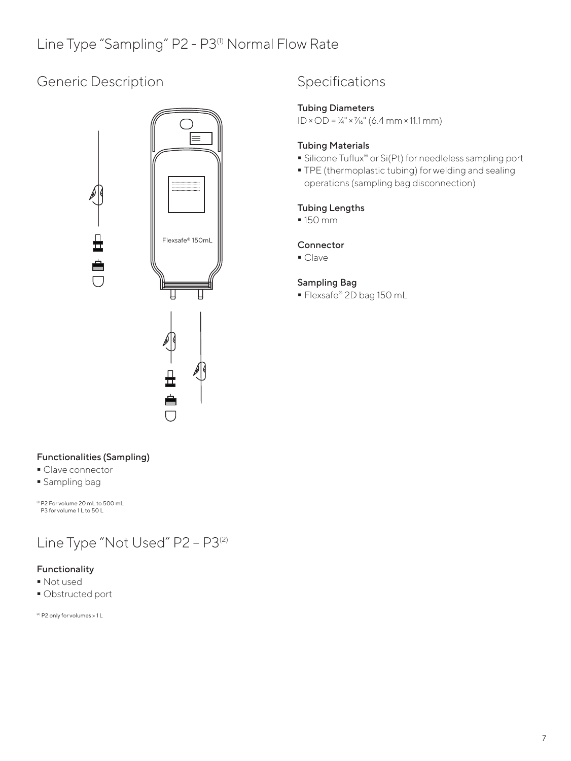# Line Type "Sampling" P2 - P3[1] Normal Flow Rate

## Generic Description

Flexsafe® 150mL

## Specifications

### Tubing Diameters

ID × OD = ¼" × 7/16" (6.4 mm × 11.1 mm)

### Tubing Materials

- Silicone Tuflux® or Si(Pt) for needleless sampling port
- TPE (thermoplastic tubing) for welding and sealing operations (sampling bag disconnection)

### Tubing Lengths

- 150 mm

### Connector

- Clave

### Sampling Bag

- Flexsafe® 2D bag 150 mL

### Functionalities (Sampling)

- Clave connector
- Sampling bag

[1] P2 For volume 20 mL to 500 mL
P3 for volume 1 L to 50 L

# Line Type "Not Used" P2 – P3[2]

### Functionality

- Not used
- Obstructed port

[2] P2 only for volumes > 1 L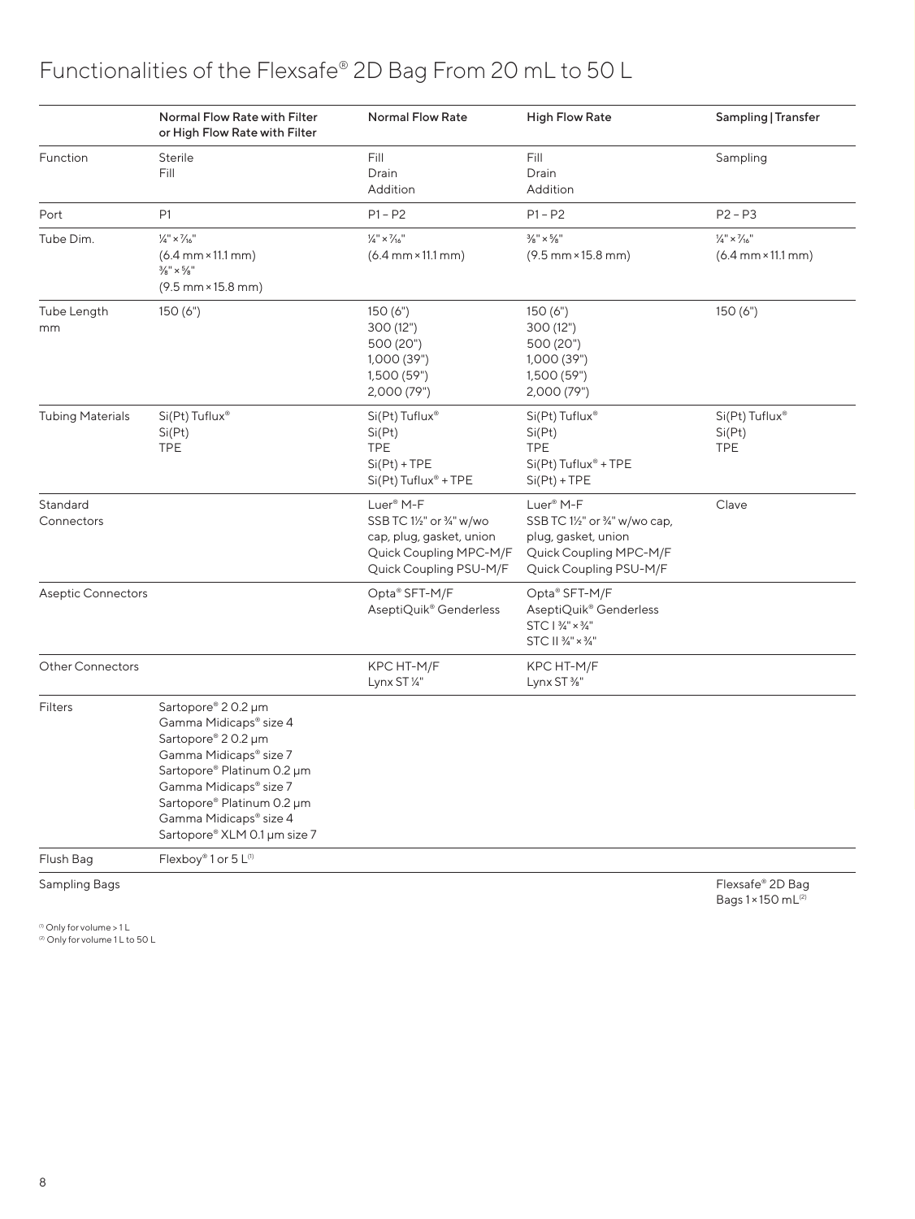# Functionalities of the Flexsafe® 2D Bag From 20 mL to 50 L

| | Normal Flow Rate with Filter or High Flow Rate with Filter | Normal Flow Rate | High Flow Rate | Sampling \| Transfer |
|---|---|---|---|---|
| Function | Sterile<br>Fill | Fill<br>Drain<br>Addition | Fill<br>Drain<br>Addition | Sampling |
| Port | P1 | P1 – P2 | P1 – P2 | P2 – P3 |
| Tube Dim. | ¼" × 7⁄16"<br>(6.4 mm × 11.1 mm)<br>⅜" × ⅝"<br>(9.5 mm × 15.8 mm) | ¼" × 7⁄16"<br>(6.4 mm × 11.1 mm) | ⅜" × ⅝"<br>(9.5 mm × 15.8 mm) | ¼" × 7⁄16"<br>(6.4 mm × 11.1 mm) |
| Tube Length mm | 150 (6") | 150 (6")<br>300 (12")<br>500 (20")<br>1,000 (39")<br>1,500 (59")<br>2,000 (79") | 150 (6")<br>300 (12")<br>500 (20")<br>1,000 (39")<br>1,500 (59")<br>2,000 (79") | 150 (6") |
| Tubing Materials | Si(Pt) Tuflux®<br>Si(Pt)<br>TPE | Si(Pt) Tuflux®<br>Si(Pt)<br>TPE<br>Si(Pt) + TPE<br>Si(Pt) Tuflux® + TPE | Si(Pt) Tuflux®<br>Si(Pt)<br>TPE<br>Si(Pt) Tuflux® + TPE<br>Si(Pt) + TPE | Si(Pt) Tuflux®<br>Si(Pt)<br>TPE |
| Standard Connectors | | Luer® M-F<br>SSB TC 1½" or ¾" w/wo cap, plug, gasket, union<br>Quick Coupling MPC-M/F<br>Quick Coupling PSU-M/F | Luer® M-F<br>SSB TC 1½" or ¾" w/wo cap, plug, gasket, union<br>Quick Coupling MPC-M/F<br>Quick Coupling PSU-M/F | Clave |
| Aseptic Connectors | | Opta® SFT-M/F<br>AseptiQuik® Genderless | Opta® SFT-M/F<br>AseptiQuik® Genderless<br>STC I ¾" × ¾"<br>STC II ¾" × ¾" | |
| Other Connectors | | KPC HT-M/F<br>Lynx ST ¼" | KPC HT-M/F<br>Lynx ST ⅜" | |
| Filters | Sartopore® 2 0.2 µm<br>Gamma Midicaps® size 4<br>Sartopore® 2 0.2 µm<br>Gamma Midicaps® size 7<br>Sartopore® Platinum 0.2 µm<br>Gamma Midicaps® size 7<br>Sartopore® Platinum 0.2 µm<br>Gamma Midicaps® size 4<br>Sartopore® XLM 0.1 µm size 7 | | | |
| Flush Bag | Flexboy® 1 or 5 L[1] | | | |
| Sampling Bags | | | | Flexsafe® 2D Bag<br>Bags 1 × 150 mL[2] |

[1] Only for volume > 1 L
[2] Only for volume 1 L to 50 L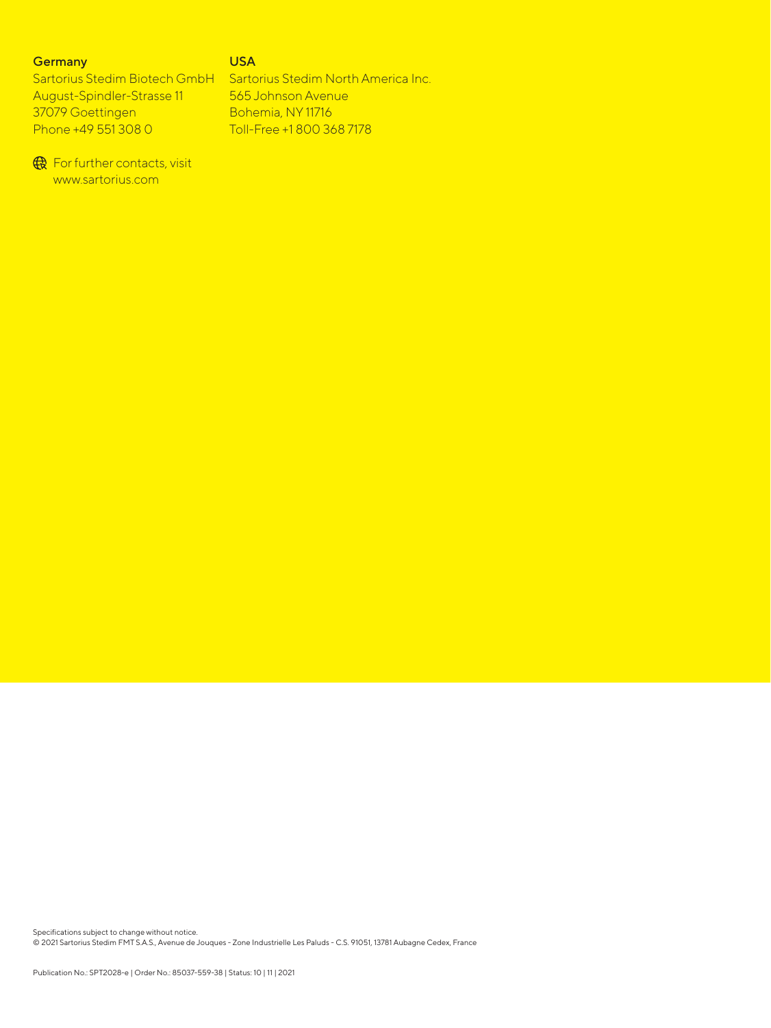**Germany**

Sartorius Stedim Biotech GmbH
August-Spindler-Strasse 11
37079 Goettingen
Phone +49 551 308 0

**USA**

Sartorius Stedim North America Inc.
565 Johnson Avenue
Bohemia, NY 11716
Toll-Free +1 800 368 7178

For further contacts, visit
www.sartorius.com

Specifications subject to change without notice.
© 2021 Sartorius Stedim FMT S.A.S., Avenue de Jouques - Zone Industrielle Les Paluds - C.S. 91051, 13781 Aubagne Cedex, France

Publication No.: SPT2028-e | Order No.: 85037-559-38 | Status: 10 | 11 | 2021